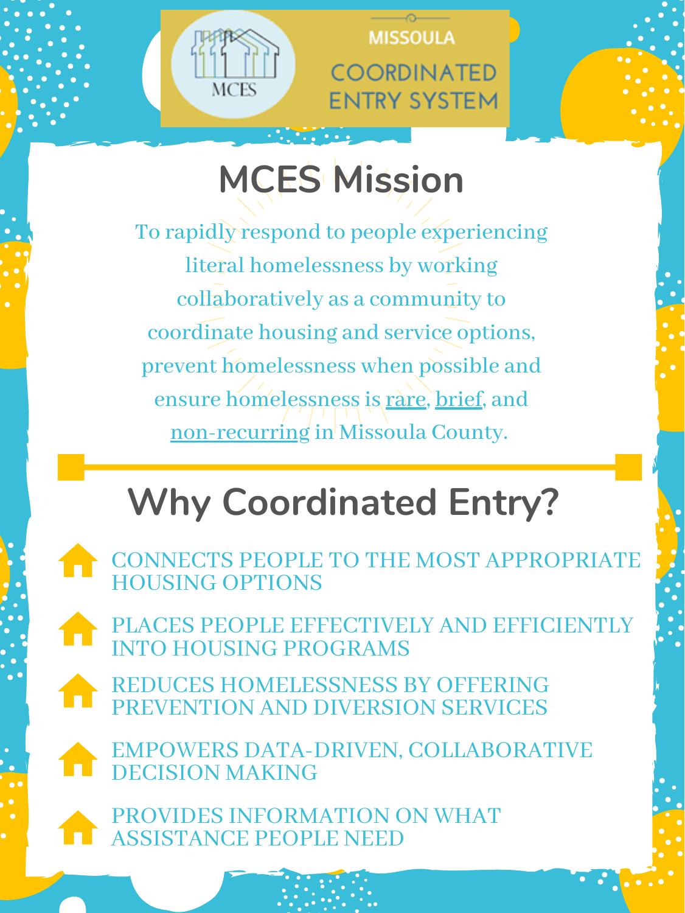MCES

MISSOULA

COORDINATED ENTRY SYSTEM

# MCES Mission

To rapidly respond to people experiencing literal homelessness by working collaboratively as a community to coordinate housing and service options, prevent homelessness when possible and ensure homelessness is rare, brief, and non-recurring in Missoula County.

# Why Coordinated Entry?

- CONNECTS PEOPLE TO THE MOST APPROPRIATE HOUSING OPTIONS
- PLACES PEOPLE EFFECTIVELY AND EFFICIENTLY INTO HOUSING PROGRAMS
- REDUCES HOMELESSNESS BY OFFERING PREVENTION AND DIVERSION SERVICES
- EMPOWERS DATA-DRIVEN, COLLABORATIVE DECISION MAKING
- PROVIDES INFORMATION ON WHAT ASSISTANCE PEOPLE NEED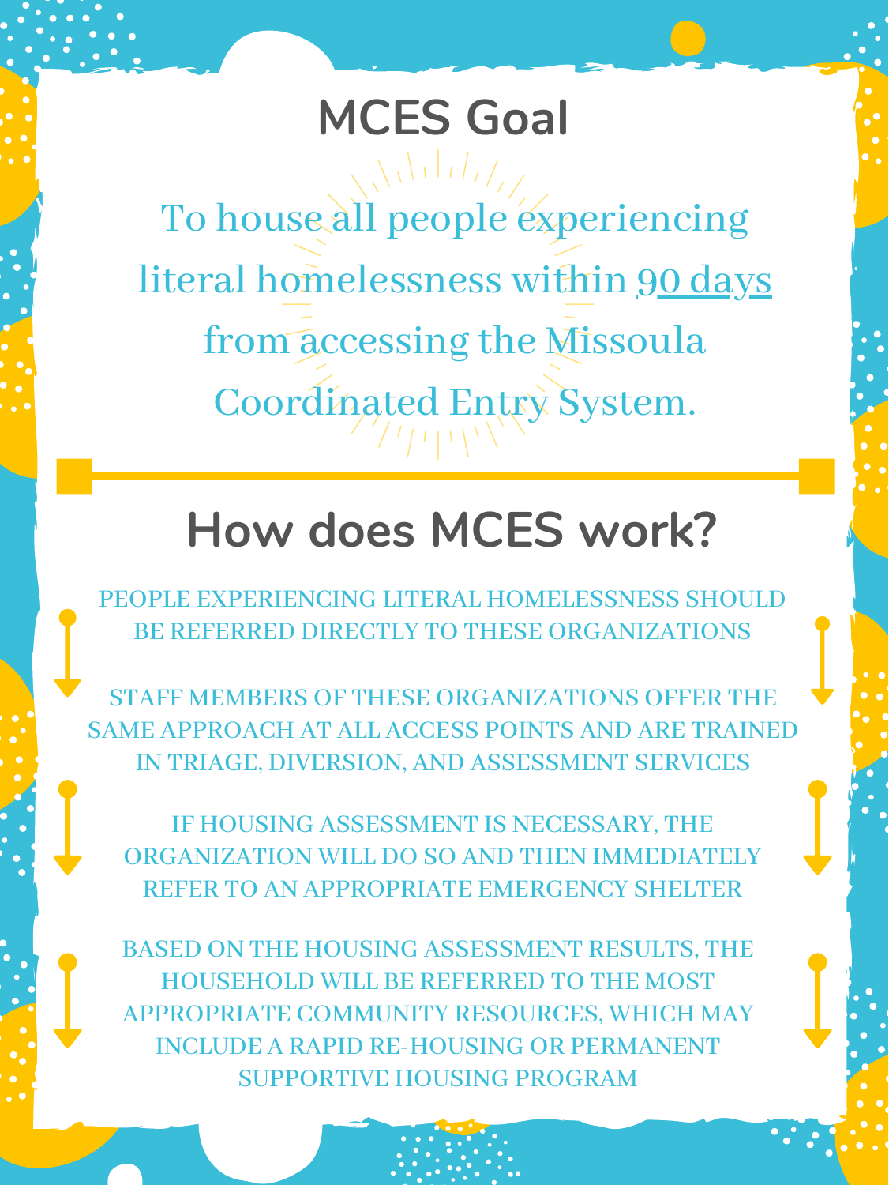## MCES Goal

To house all people experiencing literal homelessness within 90 days from accessing the Missoula Coordinated Entry System.

## How does MCES work?

PEOPLE EXPERIENCING LITERAL HOMELESSNESS SHOULD BE REFERRED DIRECTLY TO THESE ORGANIZATIONS

STAFF MEMBERS OF THESE ORGANIZATIONS OFFER THE SAME APPROACH AT ALL ACCESS POINTS AND ARE TRAINED IN TRIAGE, DIVERSION, AND ASSESSMENT SERVICES

IF HOUSING ASSESSMENT IS NECESSARY, THE ORGANIZATION WILL DO SO AND THEN IMMEDIATELY REFER TO AN APPROPRIATE EMERGENCY SHELTER

BASED ON THE HOUSING ASSESSMENT RESULTS, THE HOUSEHOLD WILL BE REFERRED TO THE MOST APPROPRIATE COMMUNITY RESOURCES, WHICH MAY INCLUDE A RAPID RE-HOUSING OR PERMANENT SUPPORTIVE HOUSING PROGRAM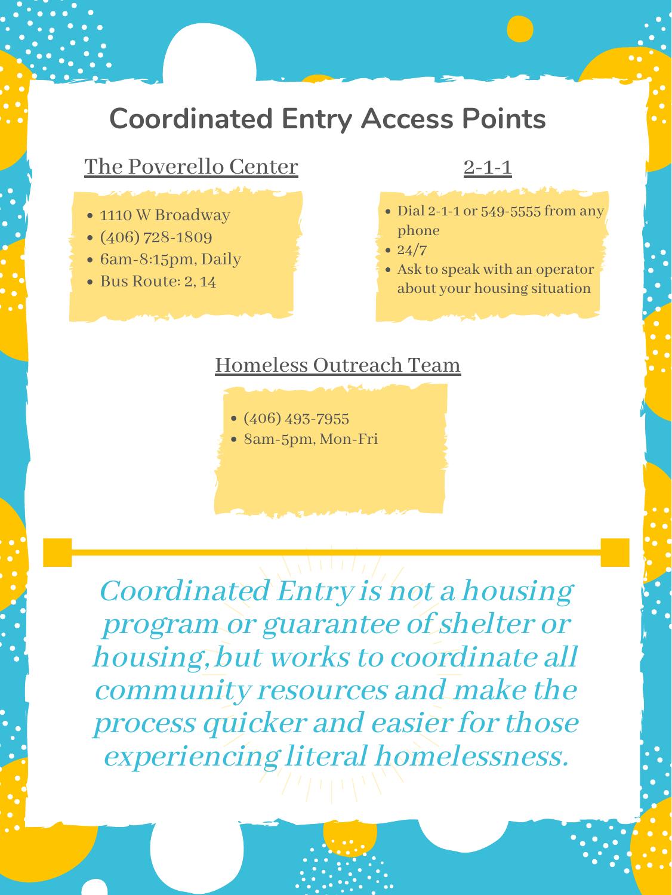# Coordinated Entry Access Points

### The Poverello Center

- 1110 W Broadway
- (406) 728-1809
- 6am-8:15pm, Daily
- Bus Route: 2, 14

### 2-1-1

- Dial 2-1-1 or 549-5555 from any phone
- 24/7
- Ask to speak with an operator about your housing situation

### Homeless Outreach Team

- (406) 493-7955
- 8am-5pm, Mon-Fri

---

*Coordinated Entry is not a housing program or guarantee of shelter or housing, but works to coordinate all community resources and make the process quicker and easier for those experiencing literal homelessness.*